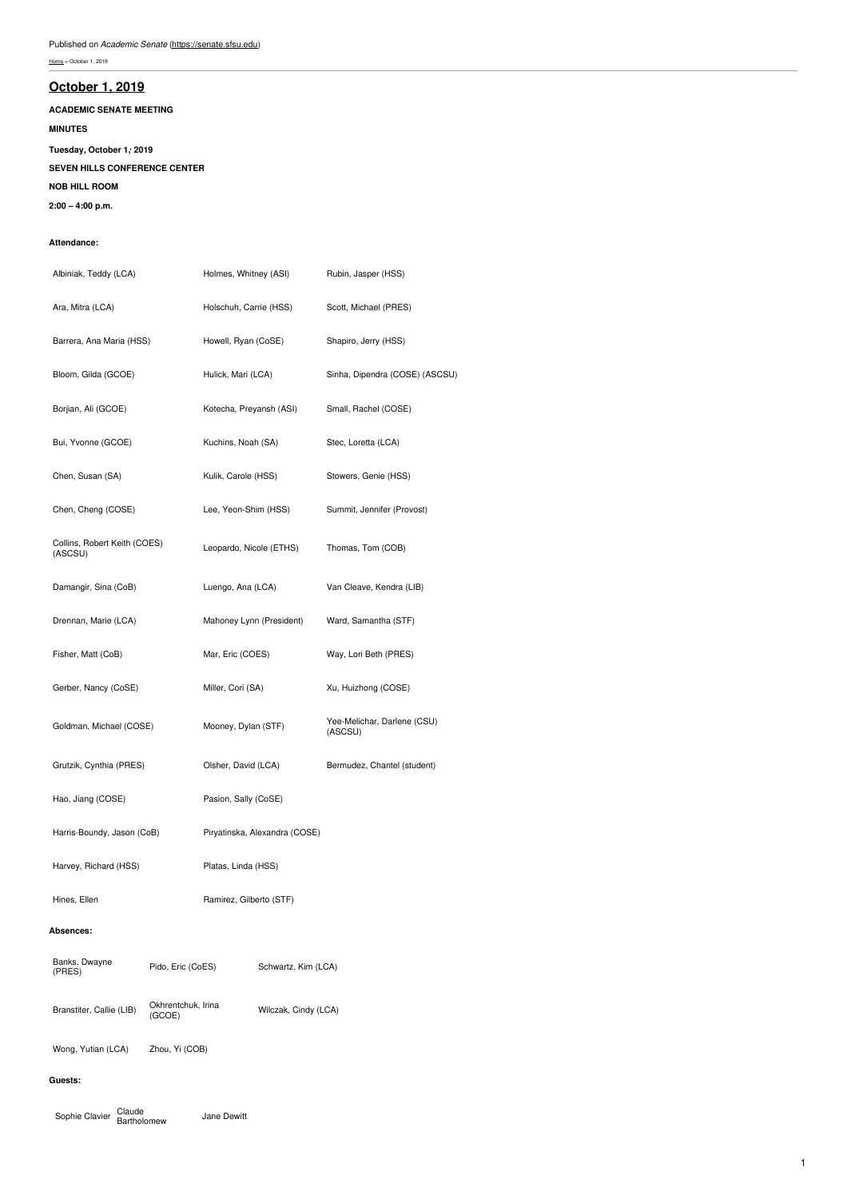Published on *Academic Senate* (https://senate.sfsu.edu)

Home > October 1, 2019

# October 1, 2019

**ACADEMIC SENATE MEETING**

**MINUTES**

**Tuesday, October 1, 2019**

**SEVEN HILLS CONFERENCE CENTER**

**NOB HILL ROOM**

**2:00 – 4:00 p.m.**

**Attendance:**

| | | |
|---|---|---|
| Albiniak, Teddy (LCA) | Holmes, Whitney (ASI) | Rubin, Jasper (HSS) |
| Ara, Mitra (LCA) | Holschuh, Carrie (HSS) | Scott, Michael (PRES) |
| Barrera, Ana Maria (HSS) | Howell, Ryan (CoSE) | Shapiro, Jerry (HSS) |
| Bloom, Gilda (GCOE) | Hulick, Mari (LCA) | Sinha, Dipendra (COSE) (ASCSU) |
| Borjian, Ali (GCOE) | Kotecha, Preyansh (ASI) | Small, Rachel (COSE) |
| Bui, Yvonne (GCOE) | Kuchins, Noah (SA) | Stec, Loretta (LCA) |
| Chen, Susan (SA) | Kulik, Carole (HSS) | Stowers, Genie (HSS) |
| Chen, Cheng (COSE) | Lee, Yeon-Shim (HSS) | Summit, Jennifer (Provost) |
| Collins, Robert Keith (COES) (ASCSU) | Leopardo, Nicole (ETHS) | Thomas, Tom (COB) |
| Damangir, Sina (CoB) | Luengo, Ana (LCA) | Van Cleave, Kendra (LIB) |
| Drennan, Marie (LCA) | Mahoney Lynn (President) | Ward, Samantha (STF) |
| Fisher, Matt (CoB) | Mar, Eric (COES) | Way, Lori Beth (PRES) |
| Gerber, Nancy (CoSE) | Miller, Cori (SA) | Xu, Huizhong (COSE) |
| Goldman, Michael (COSE) | Mooney, Dylan (STF) | Yee-Melichar, Darlene (CSU) (ASCSU) |
| Grutzik, Cynthia (PRES) | Olsher, David (LCA) | Bermudez, Chantel (student) |
| Hao, Jiang (COSE) | Pasion, Sally (CoSE) | |
| Harris-Boundy, Jason (CoB) | Piryatinska, Alexandra (COSE) | |
| Harvey, Richard (HSS) | Platas, Linda (HSS) | |
| Hines, Ellen | Ramirez, Gilberto (STF) | |

**Absences:**

| | | |
|---|---|---|
| Banks, Dwayne (PRES) | Pido, Eric (CoES) | Schwartz, Kim (LCA) |
| Branstiter, Callie (LIB) | Okhrentchuk, Irina (GCOE) | Wilczak, Cindy (LCA) |
| Wong, Yutian (LCA) | Zhou, Yi (COB) | |

**Guests:**

| | | |
|---|---|---|
| Sophie Clavier | Claude Bartholomew | Jane Dewitt |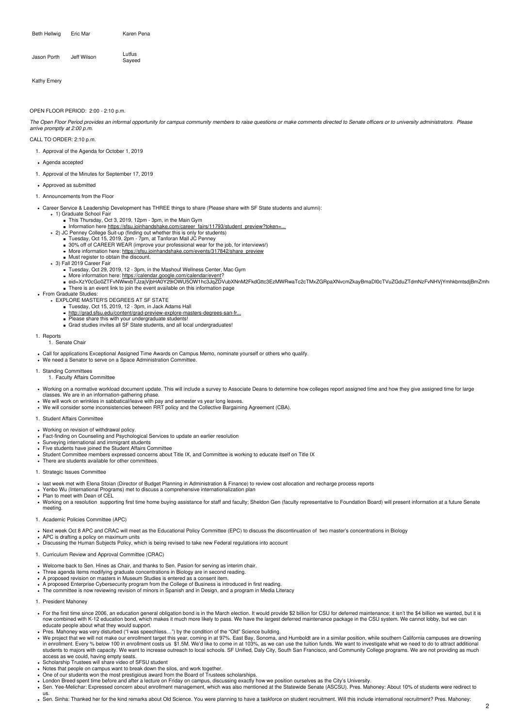| | | |
|---|---|---|
| Beth Hellwig | Eric Mar | Karen Pena |
| Jason Porth | Jeff Wilson | Lutfus Sayeed |
| Kathy Emery | | |

OPEN FLOOR PERIOD: 2:00 - 2:10 p.m.

*The Open Floor Period provides an informal opportunity for campus community members to raise questions or make comments directed to Senate officers or to university administrators. Please arrive promptly at 2:00 p.m.*

CALL TO ORDER: 2:10 p.m.

1. Approval of the Agenda for October 1, 2019

- Agenda accepted

1. Approval of the Minutes for September 17, 2019

- Approved as submitted

1. Announcements from the Floor

- Career Service & Leadership Development has THREE things to share (Please share with SF State students and alumni):
  - 1) Graduate School Fair
    - This Thursday, Oct 3, 2019, 12pm - 3pm, in the Main Gym
    - Information here https://sfsu.joinhandshake.com/career_fairs/11793/student_preview?token=...
  - 2) JC Penney College Suit-up (finding out whether this is only for students)
    - Tuesday, Oct 15, 2019, 2pm - 7pm, at Tanforan Mall JC Penney
    - 30% off of CAREER WEAR (improve your professional wear for the job, for interviews!)
    - More information here: https://sfsu.joinhandshake.com/events/317842/share_preview
    - Must register to obtain the discount.
  - 3) Fall 2019 Career Fair
    - Tuesday, Oct 29, 2019, 12 - 3pm, in the Mashouf Wellness Center, Mac Gym
    - More information here: https://calendar.google.com/calendar/event?
    - eid=XzY0cGo0ZTFvNWwxbTJzajVjbHA0Y29iOWU5OW1hc3JqZDVubXNnM2FkdGttc3EzMWRwaTc2cTMxZGRpaXNvcmZkayBmaDI0cTVuZGduZTdmNzFvNHVjYmhkbmtsdjBmZmh
    - There is an event link to join the event available on this information page
- From Graduate Studies:
  - EXPLORE MASTER'S DEGREES AT SF STATE
    - Tuesday, Oct 15, 2019, 12 - 3pm, in Jack Adams Hall
    - http://grad.sfsu.edu/content/grad-preview-explore-masters-degrees-san-fr...
    - Please share this with your undergraduate students!
    - Grad studies invites all SF State students, and all local undergraduates!

1. Reports
   1. Senate Chair

- Call for applications Exceptional Assigned Time Awards on Campus Memo, nominate yourself or others who qualify.
- We need a Senator to serve on a Space Administration Committee.

1. Standing Committees
   1. Faculty Affairs Committee

- Working on a normative workload document update. This will include a survey to Associate Deans to determine how colleges report assigned time and how they give assigned time for large classes. We are in an information-gathering phase.
- We will work on wrinkles in sabbatical/leave with pay and semester vs year long leaves.
- We will consider some inconsistencies between RRT policy and the Collective Bargaining Agreement (CBA).

1. Student Affairs Committee

- Working on revision of withdrawal policy.
- Fact-finding on Counseling and Psychological Services to update an earlier resolution
- Surveying international and immigrant students
- Five students have joined the Student Affairs Committee
- Student Committee members expressed concerns about Title IX, and Committee is working to educate itself on Title IX
- There are students available for other committees.

1. Strategic Issues Committee

- last week met with Elena Stoian (Director of Budget Planning in Administration & Finance) to review cost allocation and recharge process reports
- Yenbo Wu (International Programs) met to discuss a comprehensive internationalization plan
- Plan to meet with Dean of CEL
- Working on a resolution supporting first time home buying assistance for staff and faculty; Sheldon Gen (faculty representative to Foundation Board) will present information at a future Senate meeting.

1. Academic Policies Committee (APC)

- Next week Oct 8 APC and CRAC will meet as the Educational Policy Committee (EPC) to discuss the discontinuation of two master's concentrations in Biology
- APC is drafting a policy on maximum units
- Discussing the Human Subjects Policy, which is being revised to take new Federal regulations into account

1. Curriculum Review and Approval Committee (CRAC)

- Welcome back to Sen. Hines as Chair, and thanks to Sen. Pasion for serving as interim chair.
- Three agenda items modifying graduate concentrations in Biology are in second reading.
- A proposed revision on masters in Museum Studies is entered as a consent item.
- A proposed Enterprise Cybersecurity program from the College of Business is introduced in first reading.
- The committee is now reviewing revision of minors in Spanish and in Design, and a program in Media Literacy

1. President Mahoney

- For the first time since 2006, an education general obligation bond is in the March election. It would provide $2 billion for CSU for deferred maintenance; it isn't the $4 billion we wanted, but it is now combined with K-12 education bond, which makes it much more likely to pass. We have the largest deferred maintenance package in the CSU system. We cannot lobby, but we can educate people about what they would support.
- Pres. Mahoney was very disturbed ("I was speechless…") by the condition of the "Old" Science building.
- We project that we will not make our enrollment target this year, coming in at 97%. East Bay, Sonoma, and Humboldt are in a similar position, while southern California campuses are drowning in enrollment. Every % below 100 in enrollment costs us $1.5M. We'd like to come in at 103%, as we can use the tuition funds. We want to investigate what we need to do to attract additional students to majors with capacity. We want to increase outreach to local schools. SF Unified, Daly City, South San Francisco, and Community College programs. We are not providing as much access as we could, having empty seats.
- Scholarship Trustees will share video of SFSU student
- Notes that people on campus want to break down the silos, and work together.
- One of our students won the most prestigious award from the Board of Trustees scholarships.
- London Breed spent time before and after a lecture on Friday on campus, discussing exactly how we position ourselves as the City's University.
- Sen. Yee-Melichar: Expressed concern about enrollment management, which was also mentioned at the Statewide Senate (ASCSU). Pres. Mahoney: About 10% of students were redirect to us.
- Sen. Sinha: Thanked her for the kind remarks about Old Science. You were planning to have a taskforce on student recruitment. Will this include international recruitment? Pres. Mahoney: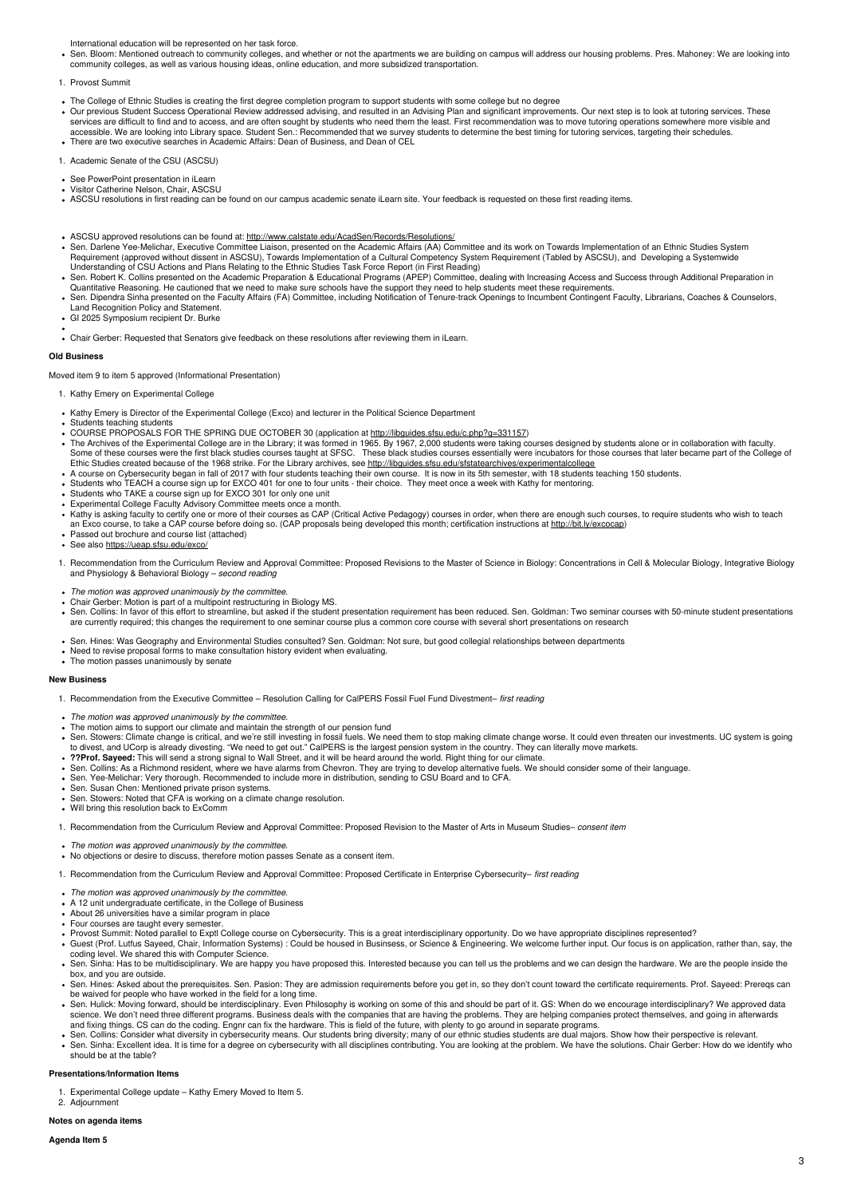International education will be represented on her task force.

- Sen. Bloom: Mentioned outreach to community colleges, and whether or not the apartments we are building on campus will address our housing problems. Pres. Mahoney: We are looking into community colleges, as well as various housing ideas, online education, and more subsidized transportation.

1. Provost Summit

- The College of Ethnic Studies is creating the first degree completion program to support students with some college but no degree
- Our previous Student Success Operational Review addressed advising, and resulted in an Advising Plan and significant improvements. Our next step is to look at tutoring services. These services are difficult to find and to access, and are often sought by students who need them the least. First recommendation was to move tutoring operations somewhere more visible and accessible. We are looking into Library space. Student Sen.: Recommended that we survey students to determine the best timing for tutoring services, targeting their schedules.
- There are two executive searches in Academic Affairs: Dean of Business, and Dean of CEL

1. Academic Senate of the CSU (ASCSU)

- See PowerPoint presentation in iLearn
- Visitor Catherine Nelson, Chair, ASCSU
- ASCSU resolutions in first reading can be found on our campus academic senate iLearn site. Your feedback is requested on these first reading items.

- ASCSU approved resolutions can be found at: http://www.calstate.edu/AcadSen/Records/Resolutions/
- Sen. Darlene Yee-Melichar, Executive Committee Liaison, presented on the Academic Affairs (AA) Committee and its work on Towards Implementation of an Ethnic Studies System Requirement (approved without dissent in ASCSU), Towards Implementation of a Cultural Competency System Requirement (Tabled by ASCSU), and Developing a Systemwide Understanding of CSU Actions and Plans Relating to the Ethnic Studies Task Force Report (in First Reading)
- Sen. Robert K. Collins presented on the Academic Preparation & Educational Programs (APEP) Committee, dealing with Increasing Access and Success through Additional Preparation in Quantitative Reasoning. He cautioned that we need to make sure schools have the support they need to help students meet these requirements.
- Sen. Dipendra Sinha presented on the Faculty Affairs (FA) Committee, including Notification of Tenure-track Openings to Incumbent Contingent Faculty, Librarians, Coaches & Counselors, Land Recognition Policy and Statement.
- GI 2025 Symposium recipient Dr. Burke
- 
- Chair Gerber: Requested that Senators give feedback on these resolutions after reviewing them in iLearn.

**Old Business**

Moved item 9 to item 5 approved (Informational Presentation)

1. Kathy Emery on Experimental College

- Kathy Emery is Director of the Experimental College (Exco) and lecturer in the Political Science Department
- Students teaching students
- COURSE PROPOSALS FOR THE SPRING DUE OCTOBER 30 (application at http://libguides.sfsu.edu/c.php?g=331157)
- The Archives of the Experimental College are in the Library; it was formed in 1965. By 1967, 2,000 students were taking courses designed by students alone or in collaboration with faculty. Some of these courses were the first black studies courses taught at SFSC. These black studies courses essentially were incubators for those courses that later became part of the College of Ethic Studies created because of the 1968 strike. For the Library archives, see http://libguides.sfsu.edu/sfstatearchives/experimentalcollege
- A course on Cybersecurity began in fall of 2017 with four students teaching their own course. It is now in its 5th semester, with 18 students teaching 150 students.
- Students who TEACH a course sign up for EXCO 401 for one to four units - their choice. They meet once a week with Kathy for mentoring.
- Students who TAKE a course sign up for EXCO 301 for only one unit
- Experimental College Faculty Advisory Committee meets once a month.
- Kathy is asking faculty to certify one or more of their courses as CAP (Critical Active Pedagogy) courses in order, when there are enough such courses, to require students who wish to teach an Exco course, to take a CAP course before doing so. (CAP proposals being developed this month; certification instructions at http://bit.ly/excocap)
- Passed out brochure and course list (attached)
- See also https://ueap.sfsu.edu/exco/

1. Recommendation from the Curriculum Review and Approval Committee: Proposed Revisions to the Master of Science in Biology: Concentrations in Cell & Molecular Biology, Integrative Biology and Physiology & Behavioral Biology – *second reading*

- *The motion was approved unanimously by the committee.*
- Chair Gerber: Motion is part of a multipoint restructuring in Biology MS.
- Sen. Collins: In favor of this effort to streamline, but asked if the student presentation requirement has been reduced. Sen. Goldman: Two seminar courses with 50-minute student presentations are currently required; this changes the requirement to one seminar course plus a common core course with several short presentations on research

- Sen. Hines: Was Geography and Environmental Studies consulted? Sen. Goldman: Not sure, but good collegial relationships between departments
- Need to revise proposal forms to make consultation history evident when evaluating.
- The motion passes unanimously by senate

**New Business**

1. Recommendation from the Executive Committee – Resolution Calling for CalPERS Fossil Fuel Fund Divestment– *first reading*

- *The motion was approved unanimously by the committee.*
- The motion aims to support our climate and maintain the strength of our pension fund
- Sen. Stowers: Climate change is critical, and we're still investing in fossil fuels. We need them to stop making climate change worse. It could even threaten our investments. UC system is going to divest, and UCorp is already divesting. "We need to get out." CalPERS is the largest pension system in the country. They can literally move markets.
- **??Prof. Sayeed:** This will send a strong signal to Wall Street, and it will be heard around the world. Right thing for our climate.
- Sen. Collins: As a Richmond resident, where we have alarms from Chevron. They are trying to develop alternative fuels. We should consider some of their language.
- Sen. Yee-Melichar: Very thorough. Recommended to include more in distribution, sending to CSU Board and to CFA.
- Sen. Susan Chen: Mentioned private prison systems.
- Sen. Stowers: Noted that CFA is working on a climate change resolution.
- Will bring this resolution back to ExComm

1. Recommendation from the Curriculum Review and Approval Committee: Proposed Revision to the Master of Arts in Museum Studies– *consent item*

- *The motion was approved unanimously by the committee.*
- No objections or desire to discuss, therefore motion passes Senate as a consent item.

1. Recommendation from the Curriculum Review and Approval Committee: Proposed Certificate in Enterprise Cybersecurity– *first reading*

- *The motion was approved unanimously by the committee.*
- A 12 unit undergraduate certificate, in the College of Business
- About 26 universities have a similar program in place
- Four courses are taught every semester.
- Provost Summit: Noted parallel to Exptl College course on Cybersecurity. This is a great interdisciplinary opportunity. Do we have appropriate disciplines represented?
- Guest (Prof. Lutfus Sayeed, Chair, Information Systems) : Could be housed in Businsess, or Science & Engineering. We welcome further input. Our focus is on application, rather than, say, the coding level. We shared this with Computer Science.
- Sen. Sinha: Has to be multidisciplinary. We are happy you have proposed this. Interested because you can tell us the problems and we can design the hardware. We are the people inside the box, and you are outside.
- Sen. Hines: Asked about the prerequisites. Sen. Pasion: They are admission requirements before you get in, so they don't count toward the certificate requirements. Prof. Sayeed: Prereqs can be waived for people who have worked in the field for a long time.
- Sen. Hulick: Moving forward, should be interdisciplinary. Even Philosophy is working on some of this and should be part of it. GS: When do we encourage interdisciplinary? We approved data science. We don't need three different programs. Business deals with the companies that are having the problems. They are helping companies protect themselves, and going in afterwards and fixing things. CS can do the coding. Engnr can fix the hardware. This is field of the future, with plenty to go around in separate programs.
- Sen. Collins: Consider what diversity in cybersecurity means. Our students bring diversity; many of our ethnic studies students are dual majors. Show how their perspective is relevant.
- Sen. Sinha: Excellent idea. It is time for a degree on cybersecurity with all disciplines contributing. You are looking at the problem. We have the solutions. Chair Gerber: How do we identify who should be at the table?

**Presentations/Information Items**

1. Experimental College update – Kathy Emery Moved to Item 5.
2. Adjournment

**Notes on agenda items**

**Agenda Item 5**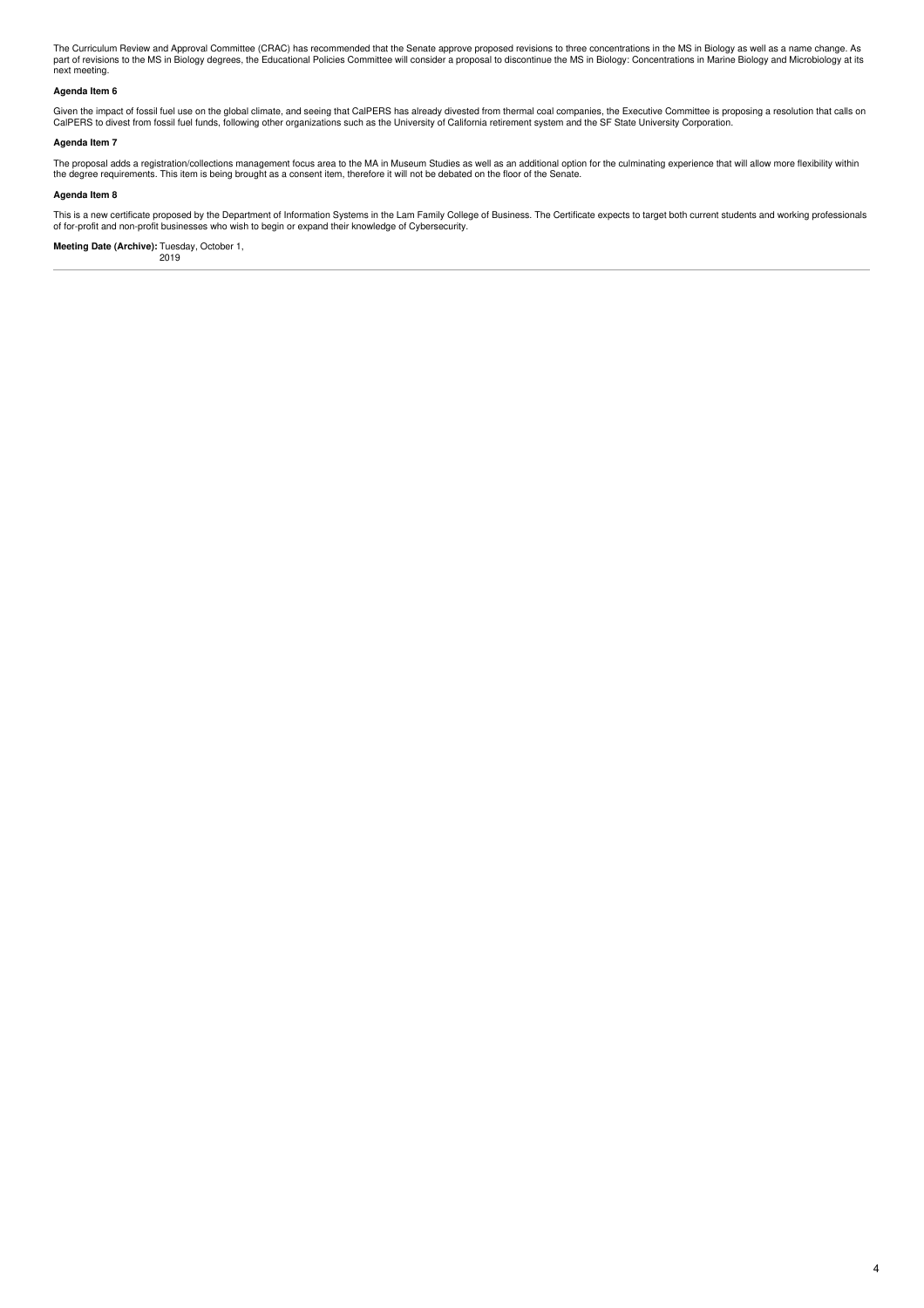The Curriculum Review and Approval Committee (CRAC) has recommended that the Senate approve proposed revisions to three concentrations in the MS in Biology as well as a name change. As part of revisions to the MS in Biology degrees, the Educational Policies Committee will consider a proposal to discontinue the MS in Biology: Concentrations in Marine Biology and Microbiology at its next meeting.

**Agenda Item 6**

Given the impact of fossil fuel use on the global climate, and seeing that CalPERS has already divested from thermal coal companies, the Executive Committee is proposing a resolution that calls on CalPERS to divest from fossil fuel funds, following other organizations such as the University of California retirement system and the SF State University Corporation.

**Agenda Item 7**

The proposal adds a registration/collections management focus area to the MA in Museum Studies as well as an additional option for the culminating experience that will allow more flexibility within the degree requirements. This item is being brought as a consent item, therefore it will not be debated on the floor of the Senate.

**Agenda Item 8**

This is a new certificate proposed by the Department of Information Systems in the Lam Family College of Business. The Certificate expects to target both current students and working professionals of for-profit and non-profit businesses who wish to begin or expand their knowledge of Cybersecurity.

**Meeting Date (Archive):** Tuesday, October 1, 2019